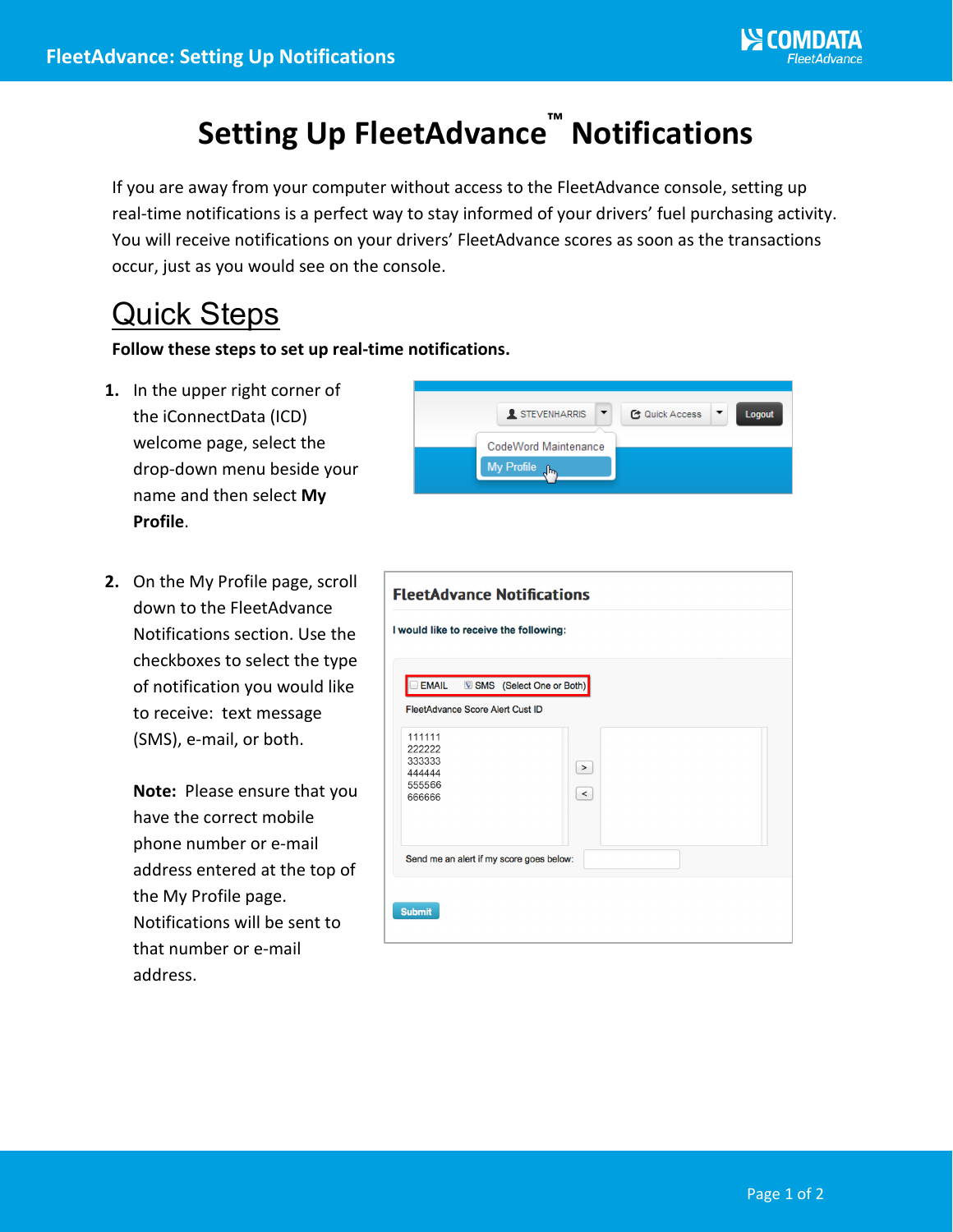# Setting Up FleetAdvance™ Notifications

If you are away from your computer without access to the FleetAdvance console, setting up real-time notifications is a perfect way to stay informed of your drivers' fuel purchasing activity. You will receive notifications on your drivers' FleetAdvance scores as soon as the transactions occur, just as you would see on the console.

## Quick Steps

**Follow these steps to set up real-time notifications.**

1. In the upper right corner of the iConnectData (ICD) welcome page, select the drop-down menu beside your name and then select **My Profile**.

2. On the My Profile page, scroll down to the FleetAdvance Notifications section. Use the checkboxes to select the type of notification you would like to receive: text message (SMS), e-mail, or both.

   **Note:** Please ensure that you have the correct mobile phone number or e-mail address entered at the top of the My Profile page. Notifications will be sent to that number or e-mail address.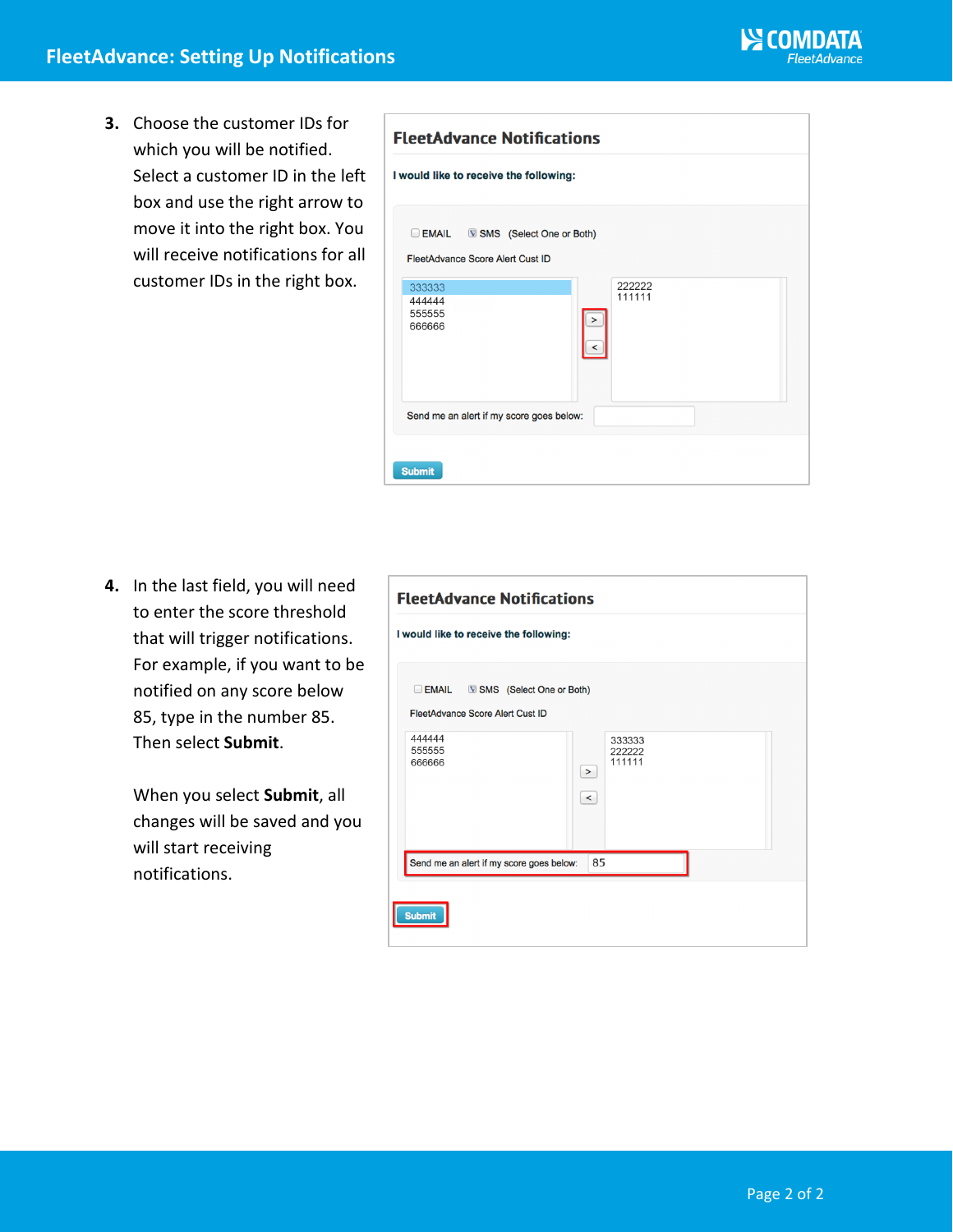3. Choose the customer IDs for which you will be notified. Select a customer ID in the left box and use the right arrow to move it into the right box. You will receive notifications for all customer IDs in the right box.

FleetAdvance Notifications

I would like to receive the following:

EMAIL SMS (Select One or Both)

FleetAdvance Score Alert Cust ID

333333
444444
555555
666666

222222
111111

Send me an alert if my score goes below:

Submit

4. In the last field, you will need to enter the score threshold that will trigger notifications. For example, if you want to be notified on any score below 85, type in the number 85. Then select **Submit**.

   When you select **Submit**, all changes will be saved and you will start receiving notifications.

FleetAdvance Notifications

I would like to receive the following:

EMAIL SMS (Select One or Both)

FleetAdvance Score Alert Cust ID

444444
555555
666666

333333
222222
111111

Send me an alert if my score goes below: 85

Submit